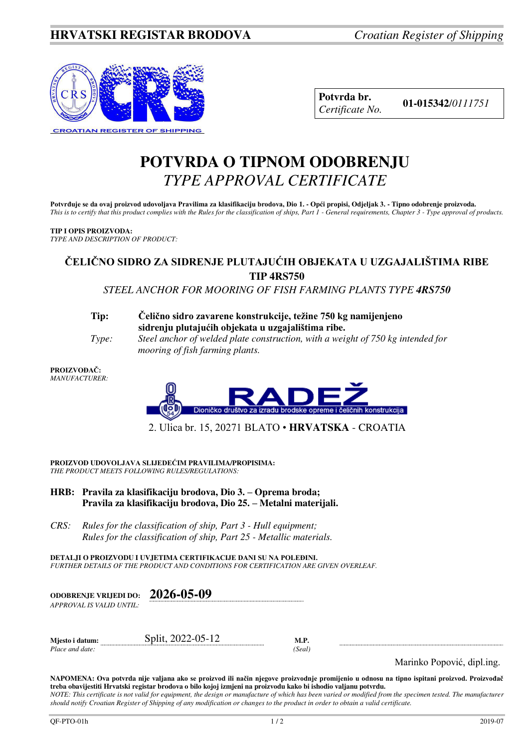**HRVATSKI REGISTAR BRODOVA** *Croatian Register of Shipping*

| **Potvrda br.** *Certificate No.* | **01-015342/***0111751* |
|---|---|

# POTVRDA O TIPNOM ODOBRENJU
## *TYPE APPROVAL CERTIFICATE*

**Potvrđuje se da ovaj proizvod udovoljava Pravilima za klasifikaciju brodova, Dio 1. - Opći propisi, Odjeljak 3. - Tipno odobrenje proizvoda.**
*This is to certify that this product complies with the Rules for the classification of ships, Part 1 - General requirements, Chapter 3 - Type approval of products.*

**TIP I OPIS PROIZVODA:**
*TYPE AND DESCRIPTION OF PRODUCT:*

### ČELIČNO SIDRO ZA SIDRENJE PLUTAJUĆIH OBJEKATA U UZGAJALIŠTIMA RIBE TIP 4RS750

*STEEL ANCHOR FOR MOORING OF FISH FARMING PLANTS TYPE* ***4RS750***

**Tip:** **Čelično sidro zavarene konstrukcije, težine 750 kg namijenjeno sidrenju plutajućih objekata u uzgajalištima ribe.**
*Type:* *Steel anchor of welded plate construction, with a weight of 750 kg intended for mooring of fish farming plants.*

**PROIZVOĐAČ:**
*MANUFACTURER:*

**RADEŽ**
Dioničko društvo za izradu brodske opreme i čeličnih konstrukcija
2. Ulica br. 15, 20271 BLATO • **HRVATSKA** - CROATIA

**PROIZVOD UDOVOLJAVA SLIJEDEĆIM PRAVILIMA/PROPISIMA:**
*THE PRODUCT MEETS FOLLOWING RULES/REGULATIONS:*

**HRB: Pravila za klasifikaciju brodova, Dio 3. – Oprema broda;**
**Pravila za klasifikaciju brodova, Dio 25. – Metalni materijali.**

*CRS: Rules for the classification of ship, Part 3 - Hull equipment;*
*Rules for the classification of ship, Part 25 - Metallic materials.*

**DETALJI O PROIZVODU I UVJETIMA CERTIFIKACIJE DANI SU NA POLEĐINI.**
*FURTHER DETAILS OF THE PRODUCT AND CONDITIONS FOR CERTIFICATION ARE GIVEN OVERLEAF.*

**ODOBRENJE VRIJEDI DO:** *APPROVAL IS VALID UNTIL:* **2026-05-09**

**Mjesto i datum:** *Place and date:* Split, 2022-05-12 **M.P.** *(Seal)*

Marinko Popović, dipl.ing.

**NAPOMENA: Ova potvrda nije valjana ako se proizvod ili način njegove proizvodnje promijenio u odnosu na tipno ispitani proizvod. Proizvođač treba obavijestiti Hrvatski registar brodova o bilo kojoj izmjeni na proizvodu kako bi ishodio valjanu potvrdu.**
*NOTE: This certificate is not valid for equipment, the design or manufacture of which has been varied or modified from the specimen tested. The manufacturer should notify Croatian Register of Shipping of any modification or changes to the product in order to obtain a valid certificate.*

QF-PTO-01h 2019-07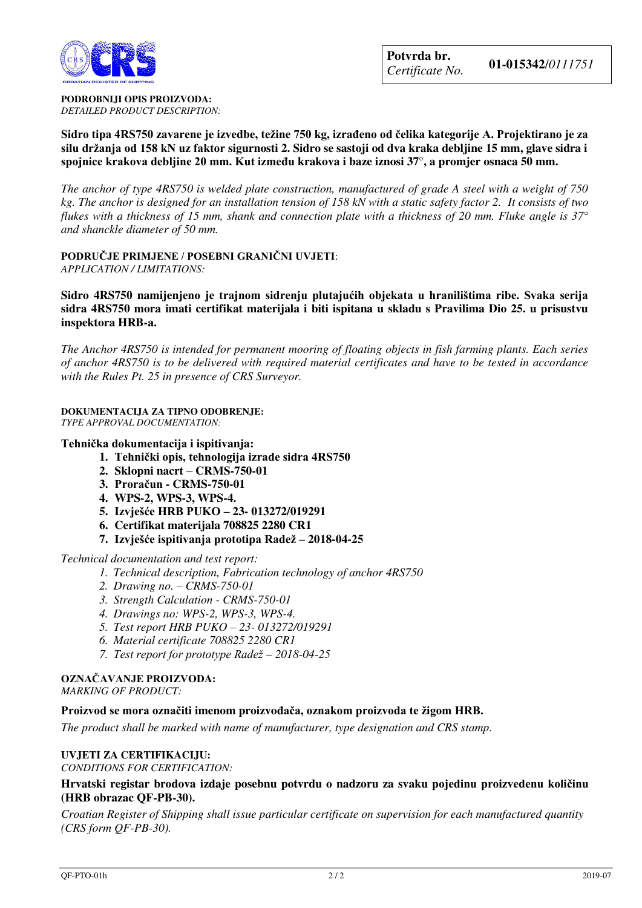| | |
|---|---|
| **Potvrda br.** *Certificate No.* | **01-015342**/*0111751* |

**PODROBNIJI OPIS PROIZVODA:**
*DETAILED PRODUCT DESCRIPTION:*

**Sidro tipa 4RS750 zavarene je izvedbe, težine 750 kg, izrađeno od čelika kategorije A. Projektirano je za silu držanja od 158 kN uz faktor sigurnosti 2. Sidro se sastoji od dva kraka debljine 15 mm, glave sidra i spojnice krakova debljine 20 mm. Kut između krakova i baze iznosi 37°, a promjer osnaca 50 mm.**

*The anchor of type 4RS750 is welded plate construction, manufactured of grade A steel with a weight of 750 kg. The anchor is designed for an installation tension of 158 kN with a static safety factor 2. It consists of two flukes with a thickness of 15 mm, shank and connection plate with a thickness of 20 mm. Fluke angle is 37° and shanckle diameter of 50 mm.*

**PODRUČJE PRIMJENE / POSEBNI GRANIČNI UVJETI**:
*APPLICATION / LIMITATIONS:*

**Sidro 4RS750 namijenjeno je trajnom sidrenju plutajućih objekata u hranilištima ribe. Svaka serija sidra 4RS750 mora imati certifikat materijala i biti ispitana u skladu s Pravilima Dio 25. u prisustvu inspektora HRB-a.**

*The Anchor 4RS750 is intended for permanent mooring of floating objects in fish farming plants. Each series of anchor 4RS750 is to be delivered with required material certificates and have to be tested in accordance with the Rules Pt. 25 in presence of CRS Surveyor.*

**DOKUMENTACIJA ZA TIPNO ODOBRENJE:**
*TYPE APPROVAL DOCUMENTATION:*

**Tehnička dokumentacija i ispitivanja:**

1. **Tehnički opis, tehnologija izrade sidra 4RS750**
2. **Sklopni nacrt – CRMS-750-01**
3. **Proračun - CRMS-750-01**
4. **WPS-2, WPS-3, WPS-4.**
5. **Izvješće HRB PUKO – 23- 013272/019291**
6. **Certifikat materijala 708825 2280 CR1**
7. **Izvješće ispitivanja prototipa Radež – 2018-04-25**

*Technical documentation and test report:*

1. *Technical description, Fabrication technology of anchor 4RS750*
2. *Drawing no. – CRMS-750-01*
3. *Strength Calculation - CRMS-750-01*
4. *Drawings no: WPS-2, WPS-3, WPS-4.*
5. *Test report HRB PUKO – 23- 013272/019291*
6. *Material certificate 708825 2280 CR1*
7. *Test report for prototype Radež – 2018-04-25*

**OZNAČAVANJE PROIZVODA:**
*MARKING OF PRODUCT:*

**Proizvod se mora označiti imenom proizvođača, oznakom proizvoda te žigom HRB.**

*The product shall be marked with name of manufacturer, type designation and CRS stamp.*

**UVJETI ZA CERTIFIKACIJU:**
*CONDITIONS FOR CERTIFICATION:*

**Hrvatski registar brodova izdaje posebnu potvrdu o nadzoru za svaku pojedinu proizvedenu količinu (HRB obrazac QF-PB-30).**

*Croatian Register of Shipping shall issue particular certificate on supervision for each manufactured quantity (CRS form QF-PB-30).*